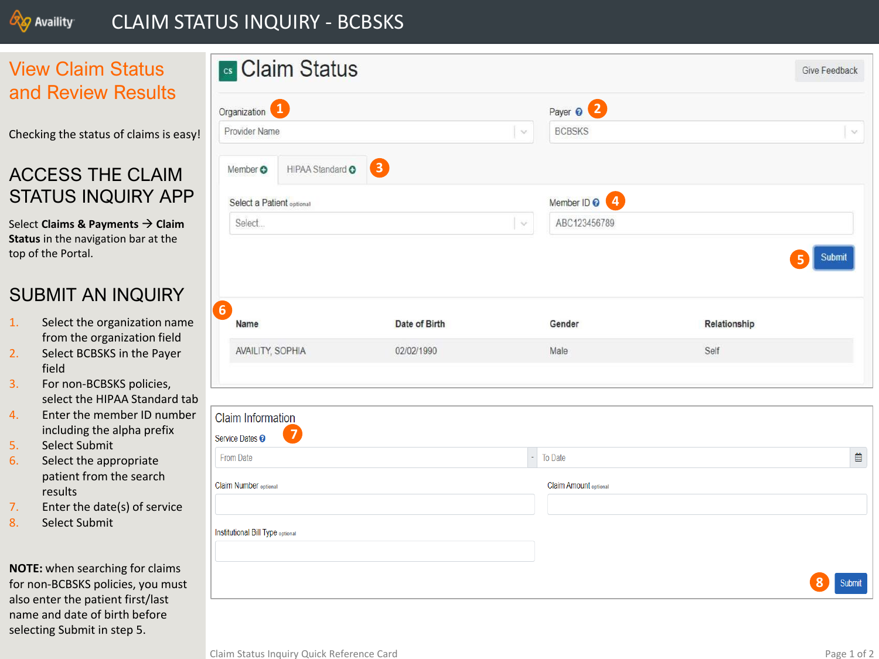# CLAIM STATUS INQUIRY - BCBSKS

## View Claim Status and Review Results

Checking the status of claims is easy!

## ACCESS THE CLAIM STATUS INQUIRY APP

Select **Claims & Payments** → **Claim Status** in the navigation bar at the top of the Portal.

## SUBMIT AN INQUIRY

1. Select the organization name from the organization field
2. Select BCBSKS in the Payer field
3. For non-BCBSKS policies, select the HIPAA Standard tab
4. Enter the member ID number including the alpha prefix
5. Select Submit
6. Select the appropriate patient from the search results
7. Enter the date(s) of service
8. Select Submit

**NOTE:** when searching for claims for non-BCBSKS policies, you must also enter the patient first/last name and date of birth before selecting Submit in step 5.

### Claim Status

Give Feedback

Organization (1): Provider Name

Payer (2): BCBSKS

Member | HIPAA Standard (3)

Select a Patient optional: Select...

Member ID (4): ABC123456789

Submit (5)

(6)

| Name | Date of Birth | Gender | Relationship |
|---|---|---|---|
| AVAILITY, SOPHIA | 02/02/1990 | Male | Self |

### Claim Information

Service Dates (7): From Date - To Date

Claim Number optional

Claim Amount optional

Institutional Bill Type optional

Submit (8)

Claim Status Inquiry Quick Reference Card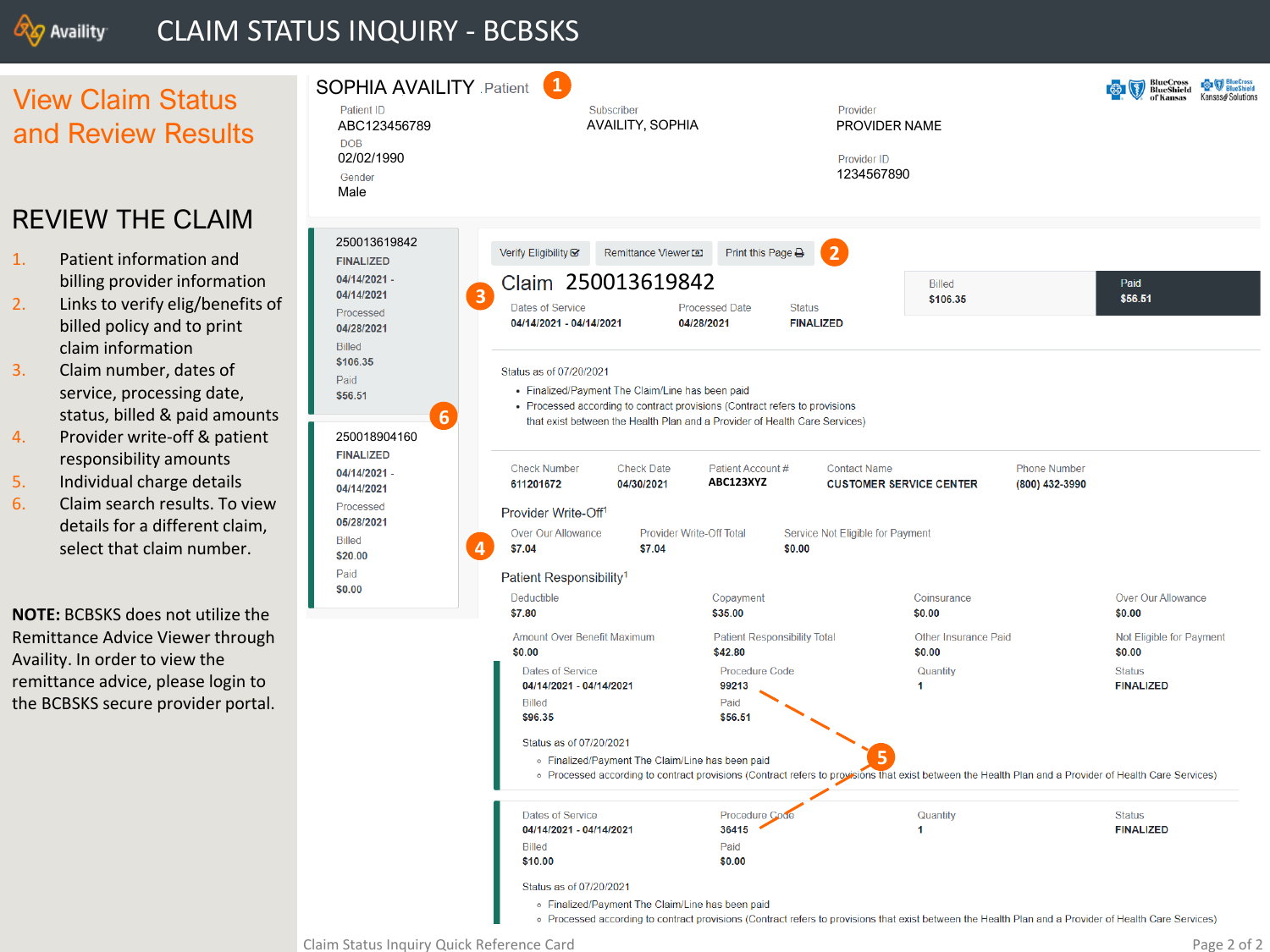# CLAIM STATUS INQUIRY - BCBSKS

## View Claim Status and Review Results

## REVIEW THE CLAIM

1. Patient information and billing provider information
2. Links to verify elig/benefits of billed policy and to print claim information
3. Claim number, dates of service, processing date, status, billed & paid amounts
4. Provider write-off & patient responsibility amounts
5. Individual charge details
6. Claim search results. To view details for a different claim, select that claim number.

**NOTE:** BCBSKS does not utilize the Remittance Advice Viewer through Availity. In order to view the remittance advice, please login to the BCBSKS secure provider portal.

---

SOPHIA AVAILITY Patient **1**

| Patient ID | Subscriber | Provider |
|---|---|---|
| ABC123456789 | AVAILITY, SOPHIA | PROVIDER NAME |

DOB: 02/02/1990

Gender: Male

Provider ID: 1234567890

**6**

| Claim | Status | Dates | Processed | Billed | Paid |
|---|---|---|---|---|---|
| 250013619842 | FINALIZED | 04/14/2021 - 04/14/2021 | 04/28/2021 | $106.35 | $56.51 |
| 250018904160 | FINALIZED | 04/14/2021 - 04/14/2021 | 05/28/2021 | $20.00 | $0.00 |

Verify Eligibility | Remittance Viewer | Print this Page **2**

**3** Claim 250013619842

| Dates of Service | Processed Date | Status | Billed | Paid |
|---|---|---|---|---|
| 04/14/2021 - 04/14/2021 | 04/28/2021 | FINALIZED | $106.35 | $56.51 |

Status as of 07/20/2021

- Finalized/Payment The Claim/Line has been paid
- Processed according to contract provisions (Contract refers to provisions that exist between the Health Plan and a Provider of Health Care Services)

| Check Number | Check Date | Patient Account # | Contact Name | Phone Number |
|---|---|---|---|---|
| 611201672 | 04/30/2021 | ABC123XYZ | CUSTOMER SERVICE CENTER | (800) 432-3990 |

**4**

Provider Write-Off[1]

| Over Our Allowance | Provider Write-Off Total | Service Not Eligible for Payment |
|---|---|---|
| $7.04 | $7.04 | $0.00 |

Patient Responsibility[1]

| Deductible | Copayment | Coinsurance | Over Our Allowance |
|---|---|---|---|
| $7.80 | $35.00 | $0.00 | $0.00 |

| Amount Over Benefit Maximum | Patient Responsibility Total | Other Insurance Paid | Not Eligible for Payment |
|---|---|---|---|
| $0.00 | $42.80 | $0.00 | $0.00 |

**5**

| Dates of Service | Procedure Code | Quantity | Status |
|---|---|---|---|
| 04/14/2021 - 04/14/2021 | 99213 | 1 | FINALIZED |

Billed: $96.35 Paid: $56.51

Status as of 07/20/2021

- Finalized/Payment The Claim/Line has been paid
- Processed according to contract provisions (Contract refers to provisions that exist between the Health Plan and a Provider of Health Care Services)

| Dates of Service | Procedure Code | Quantity | Status |
|---|---|---|---|
| 04/14/2021 - 04/14/2021 | 36415 | 1 | FINALIZED |

Billed: $10.00 Paid: $0.00

Status as of 07/20/2021

- Finalized/Payment The Claim/Line has been paid
- Processed according to contract provisions (Contract refers to provisions that exist between the Health Plan and a Provider of Health Care Services)

Claim Status Inquiry Quick Reference Card